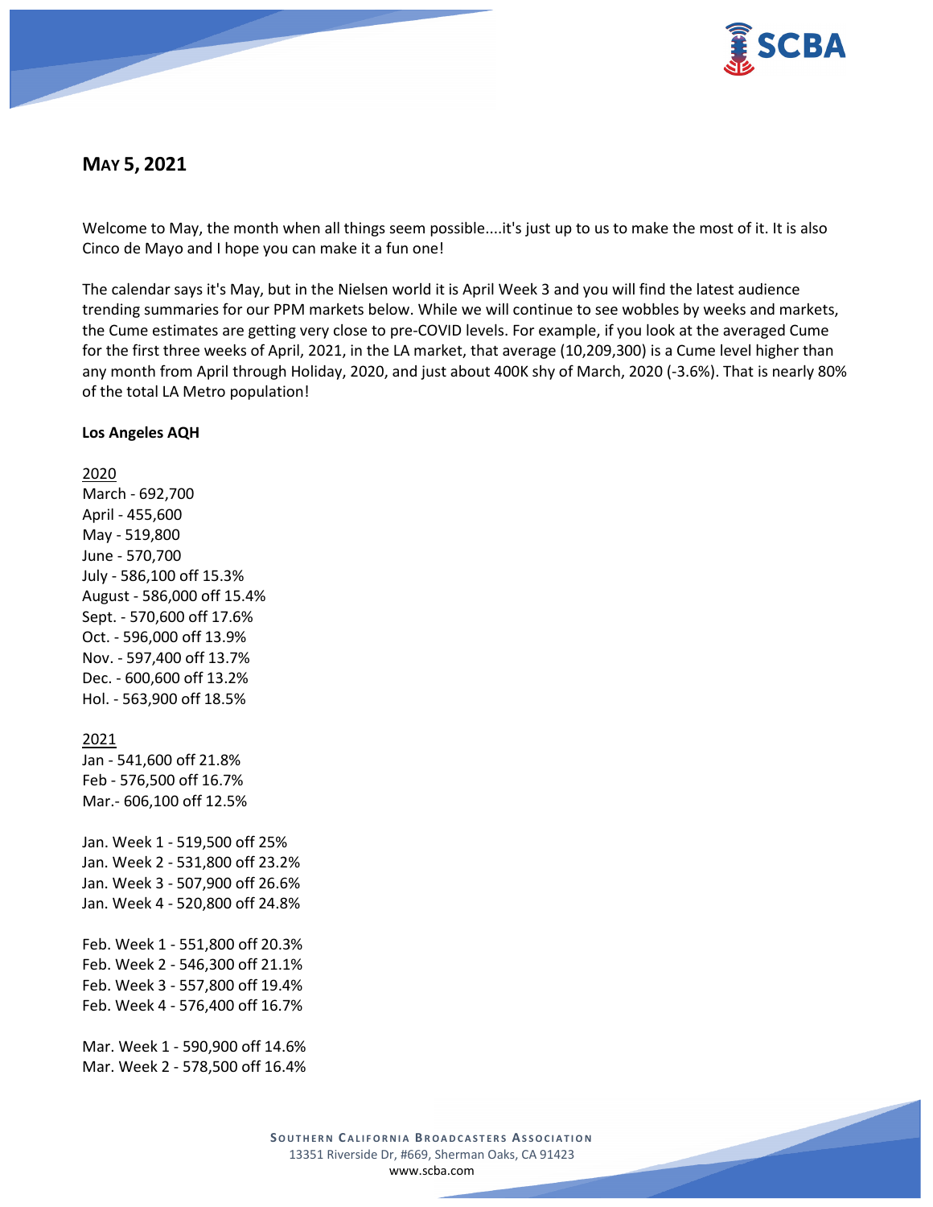## May 5, 2021

Welcome to May, the month when all things seem possible....it's just up to us to make the most of it. It is also Cinco de Mayo and I hope you can make it a fun one!

The calendar says it's May, but in the Nielsen world it is April Week 3 and you will find the latest audience trending summaries for our PPM markets below. While we will continue to see wobbles by weeks and markets, the Cume estimates are getting very close to pre-COVID levels. For example, if you look at the averaged Cume for the first three weeks of April, 2021, in the LA market, that average (10,209,300) is a Cume level higher than any month from April through Holiday, 2020, and just about 400K shy of March, 2020 (-3.6%). That is nearly 80% of the total LA Metro population!

**Los Angeles AQH**

2020
March - 692,700
April - 455,600
May - 519,800
June - 570,700
July - 586,100 off 15.3%
August - 586,000 off 15.4%
Sept. - 570,600 off 17.6%
Oct. - 596,000 off 13.9%
Nov. - 597,400 off 13.7%
Dec. - 600,600 off 13.2%
Hol. - 563,900 off 18.5%

2021
Jan - 541,600 off 21.8%
Feb - 576,500 off 16.7%
Mar.- 606,100 off 12.5%

Jan. Week 1 - 519,500 off 25%
Jan. Week 2 - 531,800 off 23.2%
Jan. Week 3 - 507,900 off 26.6%
Jan. Week 4 - 520,800 off 24.8%

Feb. Week 1 - 551,800 off 20.3%
Feb. Week 2 - 546,300 off 21.1%
Feb. Week 3 - 557,800 off 19.4%
Feb. Week 4 - 576,400 off 16.7%

Mar. Week 1 - 590,900 off 14.6%
Mar. Week 2 - 578,500 off 16.4%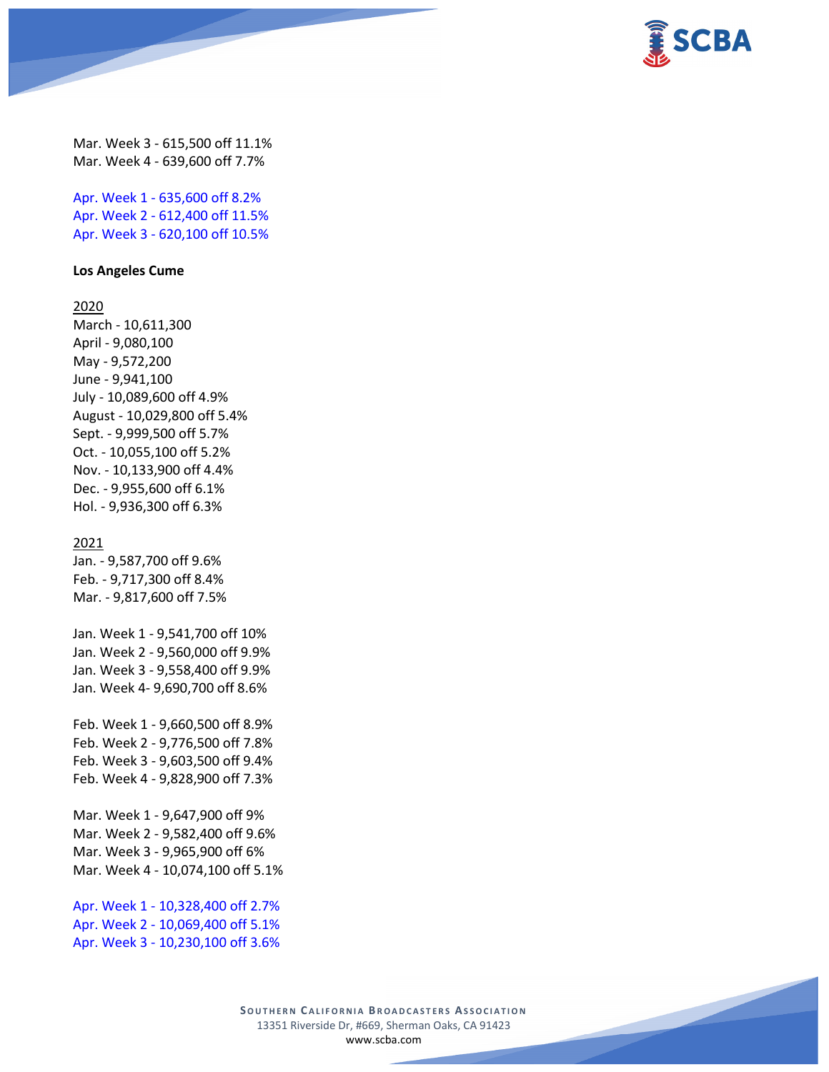Mar. Week 3 - 615,500 off 11.1%
Mar. Week 4 - 639,600 off 7.7%

Apr. Week 1 - 635,600 off 8.2%
Apr. Week 2 - 612,400 off 11.5%
Apr. Week 3 - 620,100 off 10.5%

**Los Angeles Cume**

2020
March - 10,611,300
April - 9,080,100
May - 9,572,200
June - 9,941,100
July - 10,089,600 off 4.9%
August - 10,029,800 off 5.4%
Sept. - 9,999,500 off 5.7%
Oct. - 10,055,100 off 5.2%
Nov. - 10,133,900 off 4.4%
Dec. - 9,955,600 off 6.1%
Hol. - 9,936,300 off 6.3%

2021
Jan. - 9,587,700 off 9.6%
Feb. - 9,717,300 off 8.4%
Mar. - 9,817,600 off 7.5%

Jan. Week 1 - 9,541,700 off 10%
Jan. Week 2 - 9,560,000 off 9.9%
Jan. Week 3 - 9,558,400 off 9.9%
Jan. Week 4- 9,690,700 off 8.6%

Feb. Week 1 - 9,660,500 off 8.9%
Feb. Week 2 - 9,776,500 off 7.8%
Feb. Week 3 - 9,603,500 off 9.4%
Feb. Week 4 - 9,828,900 off 7.3%

Mar. Week 1 - 9,647,900 off 9%
Mar. Week 2 - 9,582,400 off 9.6%
Mar. Week 3 - 9,965,900 off 6%
Mar. Week 4 - 10,074,100 off 5.1%

Apr. Week 1 - 10,328,400 off 2.7%
Apr. Week 2 - 10,069,400 off 5.1%
Apr. Week 3 - 10,230,100 off 3.6%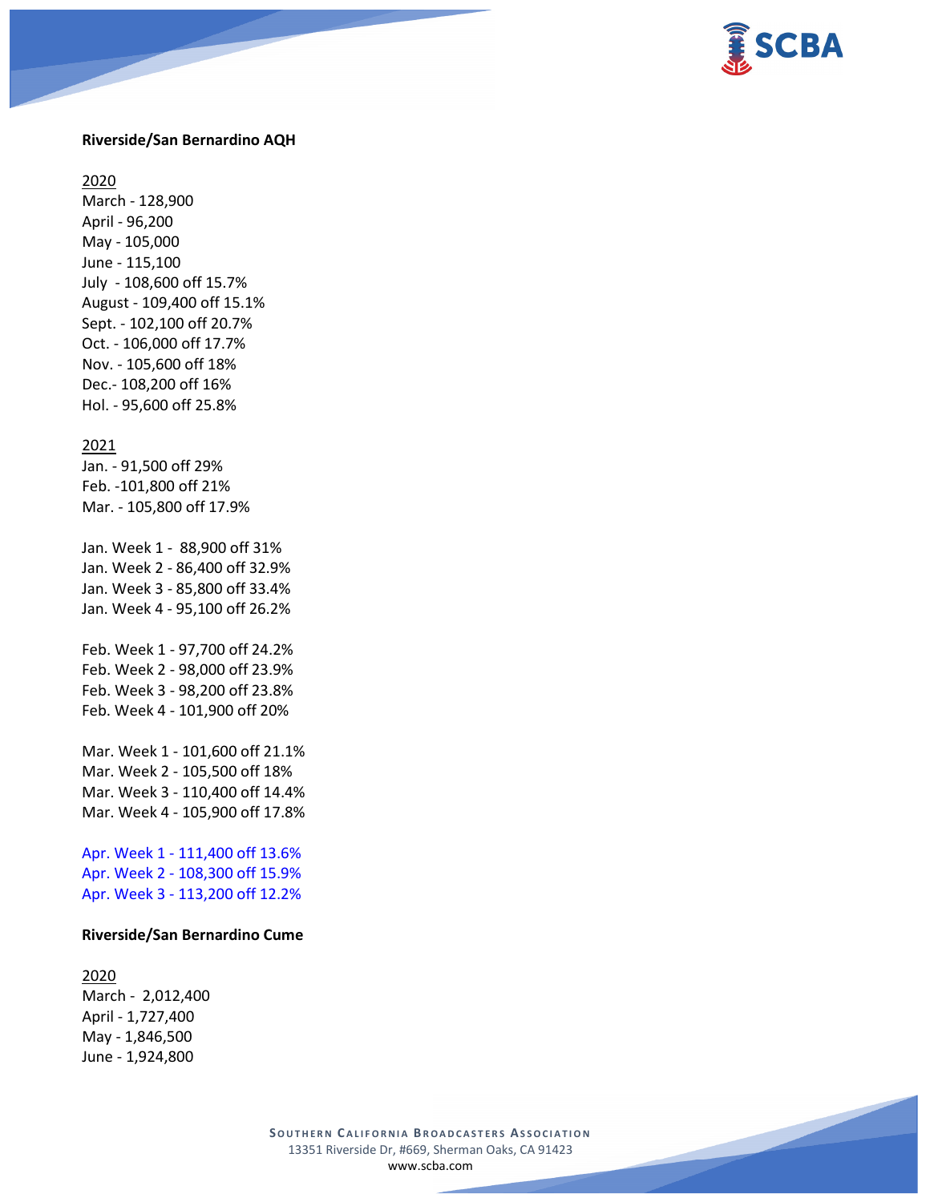**Riverside/San Bernardino AQH**

<u>2020</u>
March - 128,900
April - 96,200
May - 105,000
June - 115,100
July - 108,600 off 15.7%
August - 109,400 off 15.1%
Sept. - 102,100 off 20.7%
Oct. - 106,000 off 17.7%
Nov. - 105,600 off 18%
Dec.- 108,200 off 16%
Hol. - 95,600 off 25.8%

<u>2021</u>
Jan. - 91,500 off 29%
Feb. -101,800 off 21%
Mar. - 105,800 off 17.9%

Jan. Week 1 - 88,900 off 31%
Jan. Week 2 - 86,400 off 32.9%
Jan. Week 3 - 85,800 off 33.4%
Jan. Week 4 - 95,100 off 26.2%

Feb. Week 1 - 97,700 off 24.2%
Feb. Week 2 - 98,000 off 23.9%
Feb. Week 3 - 98,200 off 23.8%
Feb. Week 4 - 101,900 off 20%

Mar. Week 1 - 101,600 off 21.1%
Mar. Week 2 - 105,500 off 18%
Mar. Week 3 - 110,400 off 14.4%
Mar. Week 4 - 105,900 off 17.8%

Apr. Week 1 - 111,400 off 13.6%
Apr. Week 2 - 108,300 off 15.9%
Apr. Week 3 - 113,200 off 12.2%

**Riverside/San Bernardino Cume**

<u>2020</u>
March - 2,012,400
April - 1,727,400
May - 1,846,500
June - 1,924,800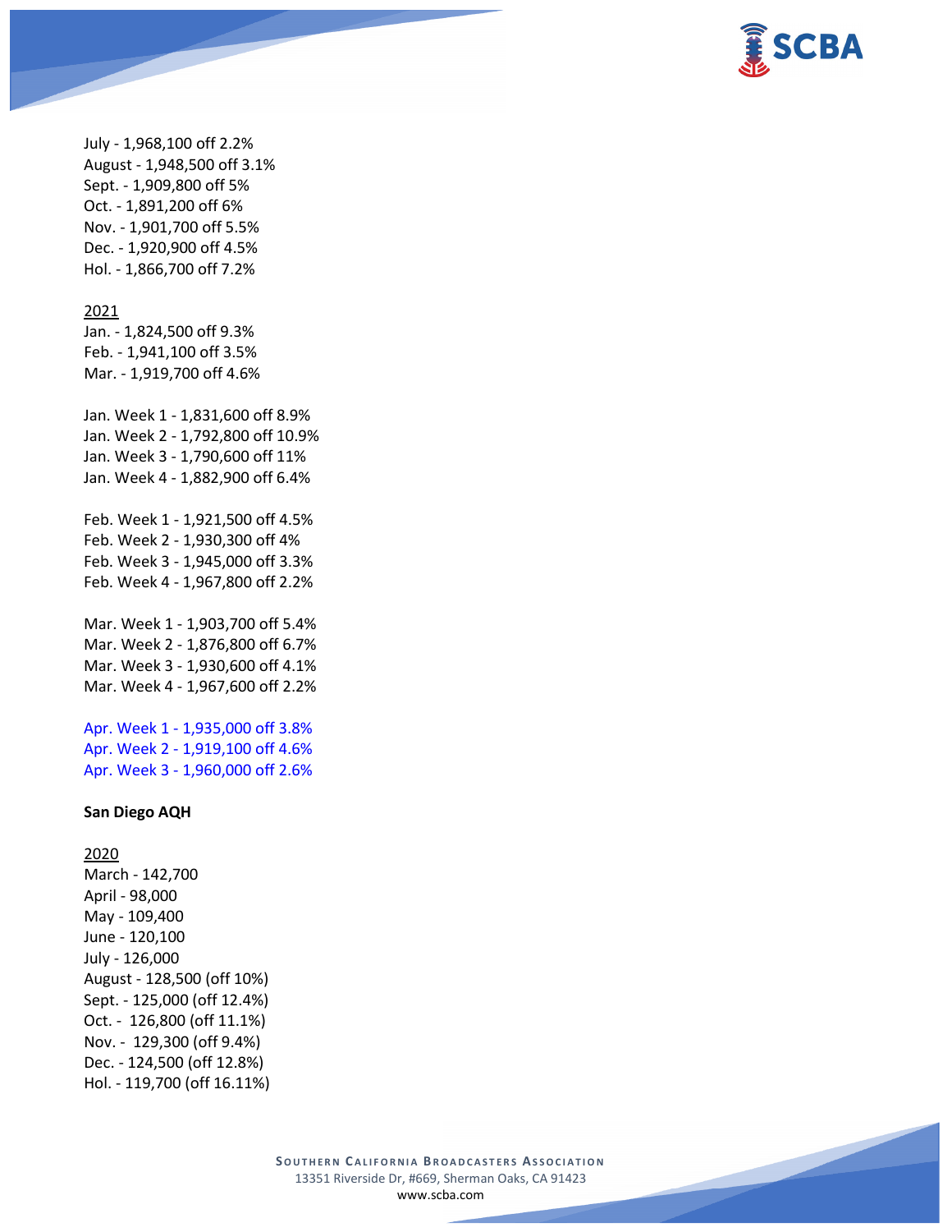July - 1,968,100 off 2.2%
August - 1,948,500 off 3.1%
Sept. - 1,909,800 off 5%
Oct. - 1,891,200 off 6%
Nov. - 1,901,700 off 5.5%
Dec. - 1,920,900 off 4.5%
Hol. - 1,866,700 off 7.2%

2021
Jan. - 1,824,500 off 9.3%
Feb. - 1,941,100 off 3.5%
Mar. - 1,919,700 off 4.6%

Jan. Week 1 - 1,831,600 off 8.9%
Jan. Week 2 - 1,792,800 off 10.9%
Jan. Week 3 - 1,790,600 off 11%
Jan. Week 4 - 1,882,900 off 6.4%

Feb. Week 1 - 1,921,500 off 4.5%
Feb. Week 2 - 1,930,300 off 4%
Feb. Week 3 - 1,945,000 off 3.3%
Feb. Week 4 - 1,967,800 off 2.2%

Mar. Week 1 - 1,903,700 off 5.4%
Mar. Week 2 - 1,876,800 off 6.7%
Mar. Week 3 - 1,930,600 off 4.1%
Mar. Week 4 - 1,967,600 off 2.2%

Apr. Week 1 - 1,935,000 off 3.8%
Apr. Week 2 - 1,919,100 off 4.6%
Apr. Week 3 - 1,960,000 off 2.6%

**San Diego AQH**

2020
March - 142,700
April - 98,000
May - 109,400
June - 120,100
July - 126,000
August - 128,500 (off 10%)
Sept. - 125,000 (off 12.4%)
Oct. - 126,800 (off 11.1%)
Nov. - 129,300 (off 9.4%)
Dec. - 124,500 (off 12.8%)
Hol. - 119,700 (off 16.11%)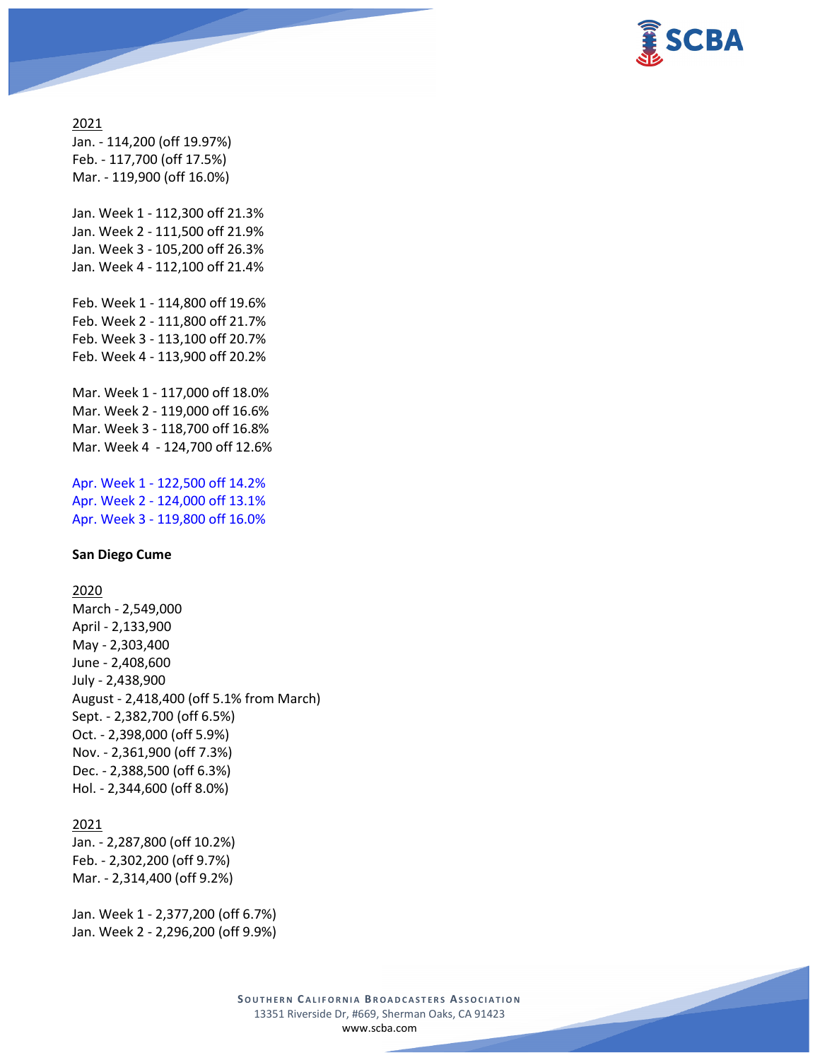2021

Jan. - 114,200 (off 19.97%)
Feb. - 117,700 (off 17.5%)
Mar. - 119,900 (off 16.0%)

Jan. Week 1 - 112,300 off 21.3%
Jan. Week 2 - 111,500 off 21.9%
Jan. Week 3 - 105,200 off 26.3%
Jan. Week 4 - 112,100 off 21.4%

Feb. Week 1 - 114,800 off 19.6%
Feb. Week 2 - 111,800 off 21.7%
Feb. Week 3 - 113,100 off 20.7%
Feb. Week 4 - 113,900 off 20.2%

Mar. Week 1 - 117,000 off 18.0%
Mar. Week 2 - 119,000 off 16.6%
Mar. Week 3 - 118,700 off 16.8%
Mar. Week 4 - 124,700 off 12.6%

Apr. Week 1 - 122,500 off 14.2%
Apr. Week 2 - 124,000 off 13.1%
Apr. Week 3 - 119,800 off 16.0%

**San Diego Cume**

2020

March - 2,549,000
April - 2,133,900
May - 2,303,400
June - 2,408,600
July - 2,438,900
August - 2,418,400 (off 5.1% from March)
Sept. - 2,382,700 (off 6.5%)
Oct. - 2,398,000 (off 5.9%)
Nov. - 2,361,900 (off 7.3%)
Dec. - 2,388,500 (off 6.3%)
Hol. - 2,344,600 (off 8.0%)

2021

Jan. - 2,287,800 (off 10.2%)
Feb. - 2,302,200 (off 9.7%)
Mar. - 2,314,400 (off 9.2%)

Jan. Week 1 - 2,377,200 (off 6.7%)
Jan. Week 2 - 2,296,200 (off 9.9%)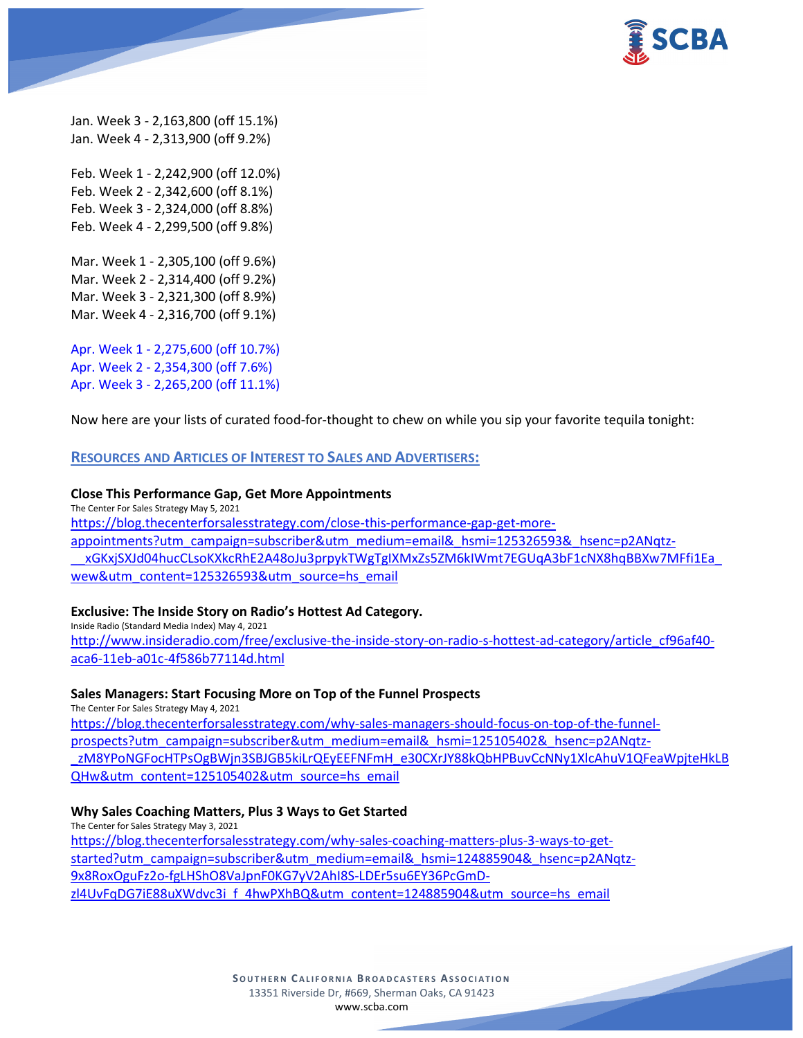Jan. Week 3 - 2,163,800 (off 15.1%)
Jan. Week 4 - 2,313,900 (off 9.2%)

Feb. Week 1 - 2,242,900 (off 12.0%)
Feb. Week 2 - 2,342,600 (off 8.1%)
Feb. Week 3 - 2,324,000 (off 8.8%)
Feb. Week 4 - 2,299,500 (off 9.8%)

Mar. Week 1 - 2,305,100 (off 9.6%)
Mar. Week 2 - 2,314,400 (off 9.2%)
Mar. Week 3 - 2,321,300 (off 8.9%)
Mar. Week 4 - 2,316,700 (off 9.1%)

Apr. Week 1 - 2,275,600 (off 10.7%)
Apr. Week 2 - 2,354,300 (off 7.6%)
Apr. Week 3 - 2,265,200 (off 11.1%)

Now here are your lists of curated food-for-thought to chew on while you sip your favorite tequila tonight:

## RESOURCES AND ARTICLES OF INTEREST TO SALES AND ADVERTISERS:

**Close This Performance Gap, Get More Appointments**
The Center For Sales Strategy May 5, 2021
https://blog.thecenterforsalesstrategy.com/close-this-performance-gap-get-more-appointments?utm_campaign=subscriber&utm_medium=email&_hsmi=125326593&_hsenc=p2ANqtz-__xGKxjSXJd04hucCLsoKXkcRhE2A48oJu3prpykTWgTgIXMxZs5ZM6kIWmt7EGUqA3bF1cNX8hqBBXw7MFfi1Ea_wew&utm_content=125326593&utm_source=hs_email

**Exclusive: The Inside Story on Radio's Hottest Ad Category.**
Inside Radio (Standard Media Index) May 4, 2021
http://www.insideradio.com/free/exclusive-the-inside-story-on-radio-s-hottest-ad-category/article_cf96af40-aca6-11eb-a01c-4f586b77114d.html

**Sales Managers: Start Focusing More on Top of the Funnel Prospects**
The Center For Sales Strategy May 4, 2021
https://blog.thecenterforsalesstrategy.com/why-sales-managers-should-focus-on-top-of-the-funnel-prospects?utm_campaign=subscriber&utm_medium=email&_hsmi=125105402&_hsenc=p2ANqtz-_zM8YPoNGFocHTPsOgBWjn3SBJGB5kiLrQEyEEFNFmH_e30CXrJY88kQbHPBuvCcNNy1XlcAhuV1QFeaWpjteHkLBQHw&utm_content=125105402&utm_source=hs_email

**Why Sales Coaching Matters, Plus 3 Ways to Get Started**
The Center for Sales Strategy May 3, 2021
https://blog.thecenterforsalesstrategy.com/why-sales-coaching-matters-plus-3-ways-to-get-started?utm_campaign=subscriber&utm_medium=email&_hsmi=124885904&_hsenc=p2ANqtz-9x8RoxOguFz2o-fgLHShO8VaJpnF0KG7yV2AhI8S-LDEr5su6EY36PcGmD-zl4UvFqDG7iE88uXWdvc3i_f_4hwPXhBQ&utm_content=124885904&utm_source=hs_email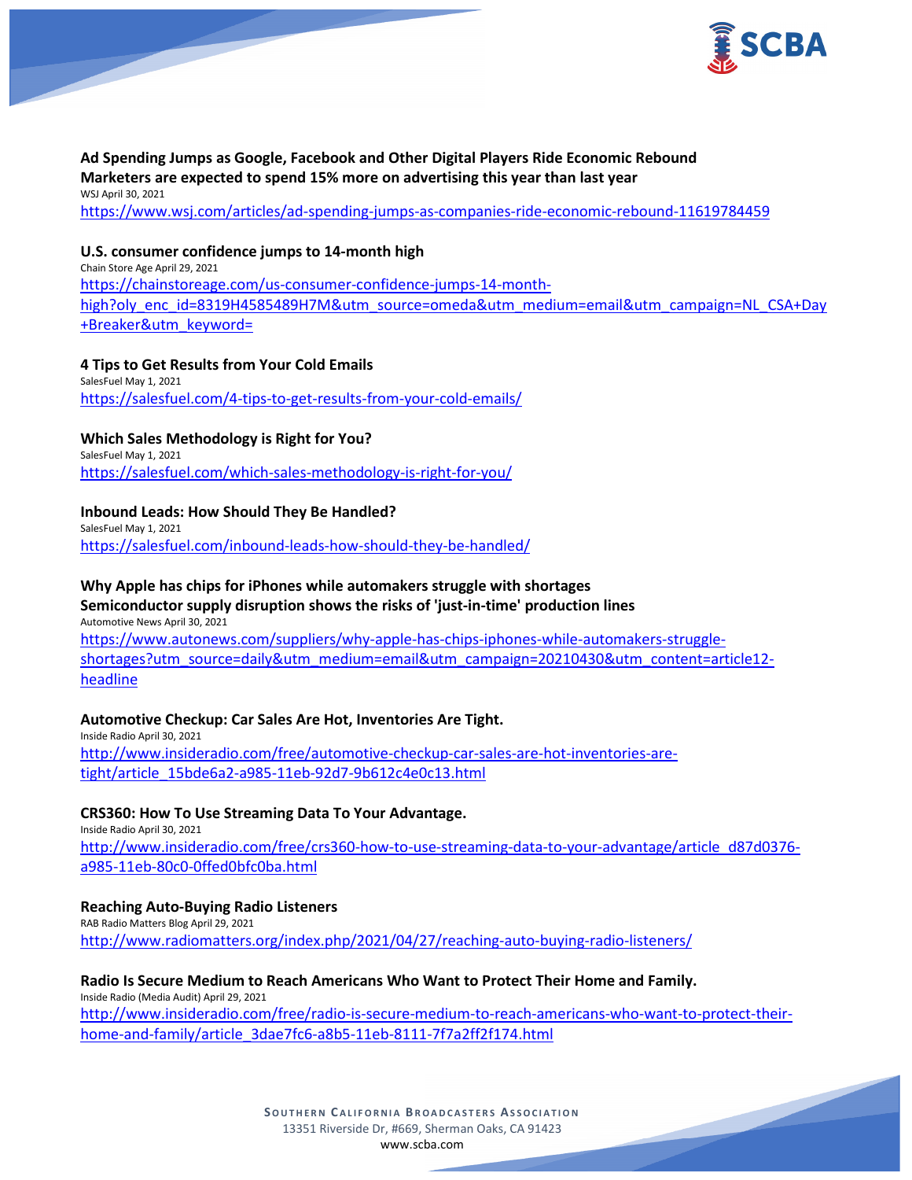**Ad Spending Jumps as Google, Facebook and Other Digital Players Ride Economic Rebound**
**Marketers are expected to spend 15% more on advertising this year than last year**
WSJ April 30, 2021
https://www.wsj.com/articles/ad-spending-jumps-as-companies-ride-economic-rebound-11619784459

**U.S. consumer confidence jumps to 14-month high**
Chain Store Age April 29, 2021
https://chainstoreage.com/us-consumer-confidence-jumps-14-month-high?oly_enc_id=8319H4585489H7M&utm_source=omeda&utm_medium=email&utm_campaign=NL_CSA+Day+Breaker&utm_keyword=

**4 Tips to Get Results from Your Cold Emails**
SalesFuel May 1, 2021
https://salesfuel.com/4-tips-to-get-results-from-your-cold-emails/

**Which Sales Methodology is Right for You?**
SalesFuel May 1, 2021
https://salesfuel.com/which-sales-methodology-is-right-for-you/

**Inbound Leads: How Should They Be Handled?**
SalesFuel May 1, 2021
https://salesfuel.com/inbound-leads-how-should-they-be-handled/

**Why Apple has chips for iPhones while automakers struggle with shortages**
**Semiconductor supply disruption shows the risks of 'just-in-time' production lines**
Automotive News April 30, 2021
https://www.autonews.com/suppliers/why-apple-has-chips-iphones-while-automakers-struggle-shortages?utm_source=daily&utm_medium=email&utm_campaign=20210430&utm_content=article12-headline

**Automotive Checkup: Car Sales Are Hot, Inventories Are Tight.**
Inside Radio April 30, 2021
http://www.insideradio.com/free/automotive-checkup-car-sales-are-hot-inventories-are-tight/article_15bde6a2-a985-11eb-92d7-9b612c4e0c13.html

**CRS360: How To Use Streaming Data To Your Advantage.**
Inside Radio April 30, 2021
http://www.insideradio.com/free/crs360-how-to-use-streaming-data-to-your-advantage/article_d87d0376-a985-11eb-80c0-0ffed0bfc0ba.html

**Reaching Auto-Buying Radio Listeners**
RAB Radio Matters Blog April 29, 2021
http://www.radiomatters.org/index.php/2021/04/27/reaching-auto-buying-radio-listeners/

**Radio Is Secure Medium to Reach Americans Who Want to Protect Their Home and Family.**
Inside Radio (Media Audit) April 29, 2021
http://www.insideradio.com/free/radio-is-secure-medium-to-reach-americans-who-want-to-protect-their-home-and-family/article_3dae7fc6-a8b5-11eb-8111-7f7a2ff2f174.html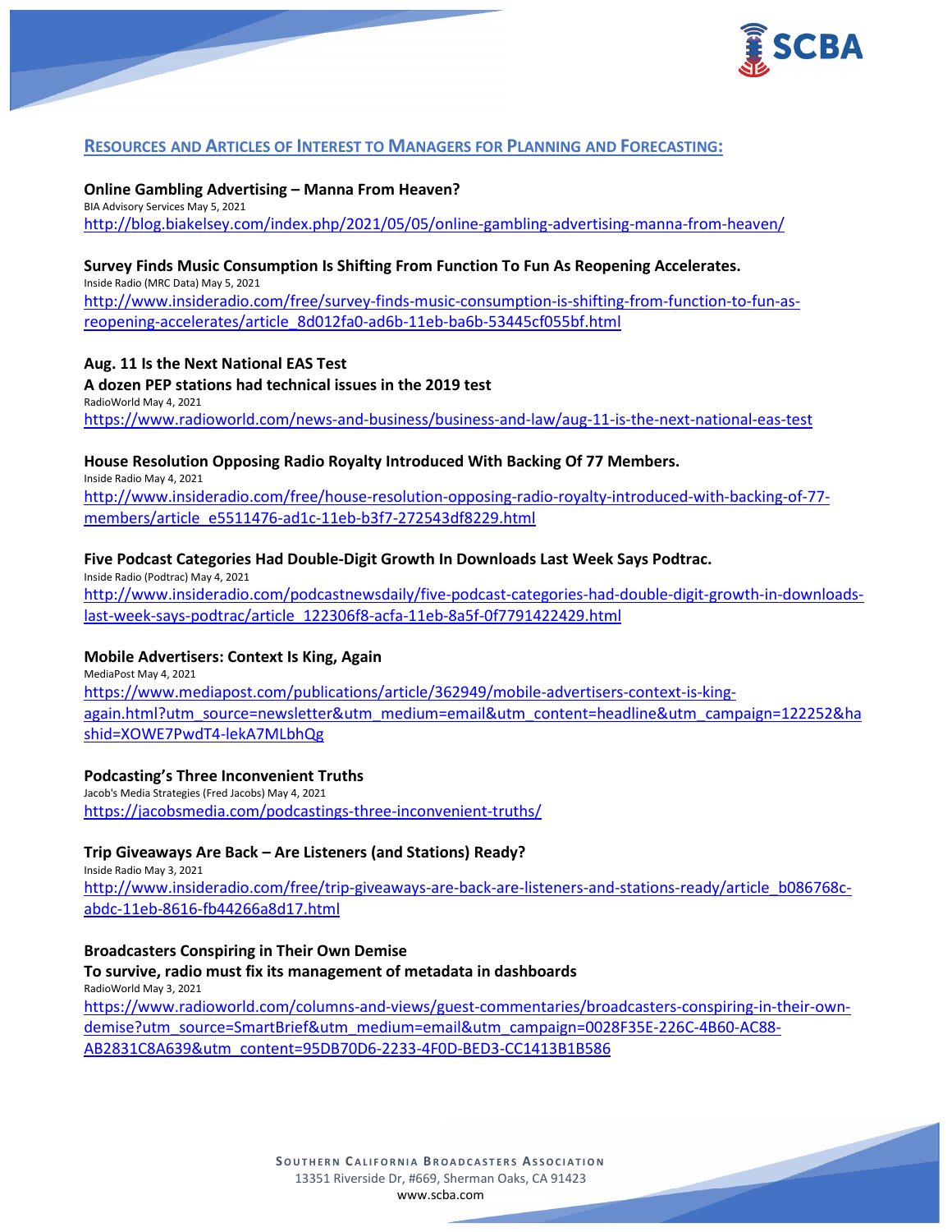## RESOURCES AND ARTICLES OF INTEREST TO MANAGERS FOR PLANNING AND FORECASTING:

**Online Gambling Advertising – Manna From Heaven?**
BIA Advisory Services May 5, 2021
http://blog.biakelsey.com/index.php/2021/05/05/online-gambling-advertising-manna-from-heaven/

**Survey Finds Music Consumption Is Shifting From Function To Fun As Reopening Accelerates.**
Inside Radio (MRC Data) May 5, 2021
http://www.insideradio.com/free/survey-finds-music-consumption-is-shifting-from-function-to-fun-as-reopening-accelerates/article_8d012fa0-ad6b-11eb-ba6b-53445cf055bf.html

**Aug. 11 Is the Next National EAS Test**
**A dozen PEP stations had technical issues in the 2019 test**
RadioWorld May 4, 2021
https://www.radioworld.com/news-and-business/business-and-law/aug-11-is-the-next-national-eas-test

**House Resolution Opposing Radio Royalty Introduced With Backing Of 77 Members.**
Inside Radio May 4, 2021
http://www.insideradio.com/free/house-resolution-opposing-radio-royalty-introduced-with-backing-of-77-members/article_e5511476-ad1c-11eb-b3f7-272543df8229.html

**Five Podcast Categories Had Double-Digit Growth In Downloads Last Week Says Podtrac.**
Inside Radio (Podtrac) May 4, 2021
http://www.insideradio.com/podcastnewsdaily/five-podcast-categories-had-double-digit-growth-in-downloads-last-week-says-podtrac/article_122306f8-acfa-11eb-8a5f-0f7791422429.html

**Mobile Advertisers: Context Is King, Again**
MediaPost May 4, 2021
https://www.mediapost.com/publications/article/362949/mobile-advertisers-context-is-king-again.html?utm_source=newsletter&utm_medium=email&utm_content=headline&utm_campaign=122252&hashid=XOWE7PwdT4-lekA7MLbhQg

**Podcasting's Three Inconvenient Truths**
Jacob's Media Strategies (Fred Jacobs) May 4, 2021
https://jacobsmedia.com/podcastings-three-inconvenient-truths/

**Trip Giveaways Are Back – Are Listeners (and Stations) Ready?**
Inside Radio May 3, 2021
http://www.insideradio.com/free/trip-giveaways-are-back-are-listeners-and-stations-ready/article_b086768c-abdc-11eb-8616-fb44266a8d17.html

**Broadcasters Conspiring in Their Own Demise**
**To survive, radio must fix its management of metadata in dashboards**
RadioWorld May 3, 2021
https://www.radioworld.com/columns-and-views/guest-commentaries/broadcasters-conspiring-in-their-own-demise?utm_source=SmartBrief&utm_medium=email&utm_campaign=0028F35E-226C-4B60-AC88-AB2831C8A639&utm_content=95DB70D6-2233-4F0D-BED3-CC1413B1B586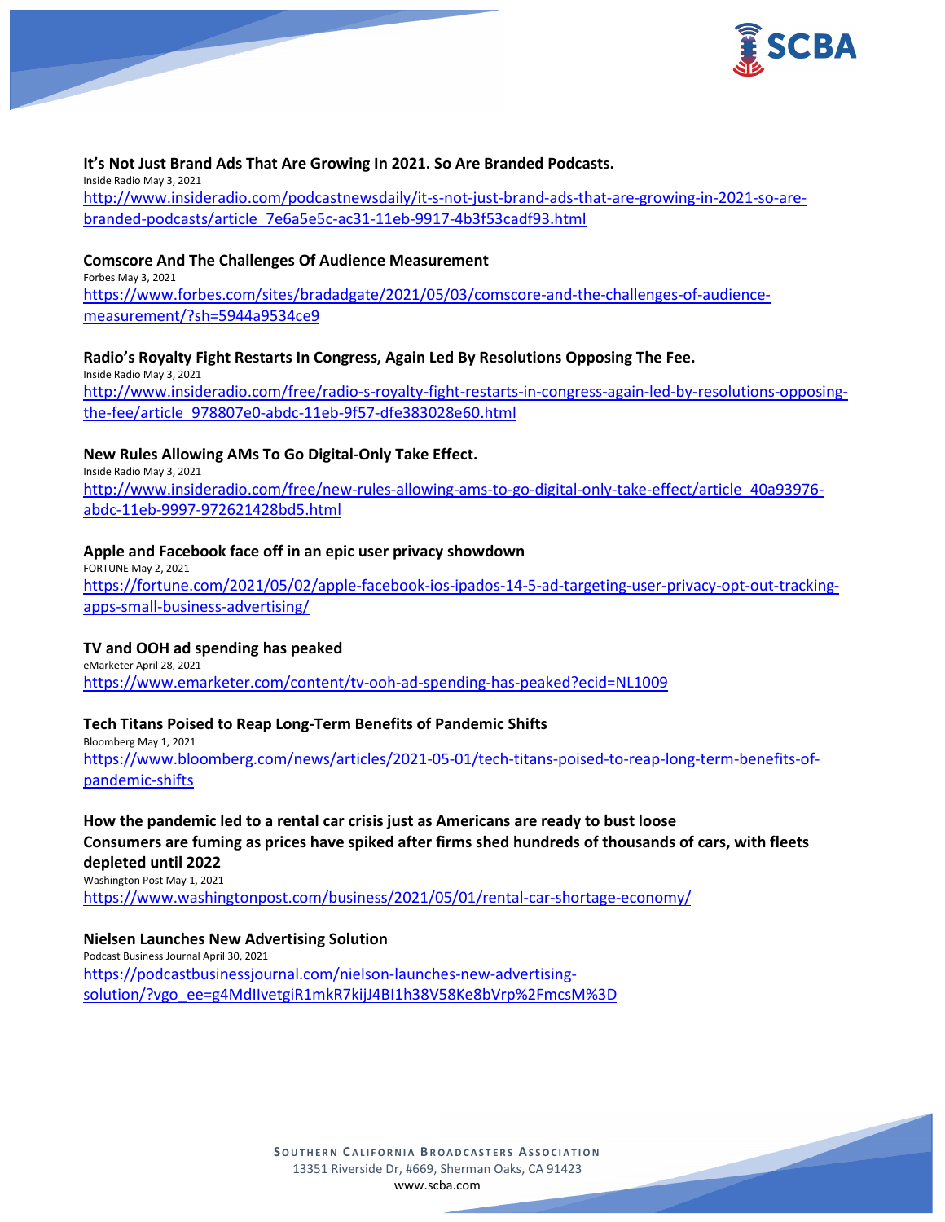**It's Not Just Brand Ads That Are Growing In 2021. So Are Branded Podcasts.**
Inside Radio May 3, 2021
http://www.insideradio.com/podcastnewsdaily/it-s-not-just-brand-ads-that-are-growing-in-2021-so-are-branded-podcasts/article_7e6a5e5c-ac31-11eb-9917-4b3f53cadf93.html

**Comscore And The Challenges Of Audience Measurement**
Forbes May 3, 2021
https://www.forbes.com/sites/bradadgate/2021/05/03/comscore-and-the-challenges-of-audience-measurement/?sh=5944a9534ce9

**Radio's Royalty Fight Restarts In Congress, Again Led By Resolutions Opposing The Fee.**
Inside Radio May 3, 2021
http://www.insideradio.com/free/radio-s-royalty-fight-restarts-in-congress-again-led-by-resolutions-opposing-the-fee/article_978807e0-abdc-11eb-9f57-dfe383028e60.html

**New Rules Allowing AMs To Go Digital-Only Take Effect.**
Inside Radio May 3, 2021
http://www.insideradio.com/free/new-rules-allowing-ams-to-go-digital-only-take-effect/article_40a93976-abdc-11eb-9997-972621428bd5.html

**Apple and Facebook face off in an epic user privacy showdown**
FORTUNE May 2, 2021
https://fortune.com/2021/05/02/apple-facebook-ios-ipados-14-5-ad-targeting-user-privacy-opt-out-tracking-apps-small-business-advertising/

**TV and OOH ad spending has peaked**
eMarketer April 28, 2021
https://www.emarketer.com/content/tv-ooh-ad-spending-has-peaked?ecid=NL1009

**Tech Titans Poised to Reap Long-Term Benefits of Pandemic Shifts**
Bloomberg May 1, 2021
https://www.bloomberg.com/news/articles/2021-05-01/tech-titans-poised-to-reap-long-term-benefits-of-pandemic-shifts

**How the pandemic led to a rental car crisis just as Americans are ready to bust loose**
**Consumers are fuming as prices have spiked after firms shed hundreds of thousands of cars, with fleets depleted until 2022**
Washington Post May 1, 2021
https://www.washingtonpost.com/business/2021/05/01/rental-car-shortage-economy/

**Nielsen Launches New Advertising Solution**
Podcast Business Journal April 30, 2021
https://podcastbusinessjournal.com/nielson-launches-new-advertising-solution/?vgo_ee=g4MdIIvetgiR1mkR7kijJ4BI1h38V58Ke8bVrp%2FmcsM%3D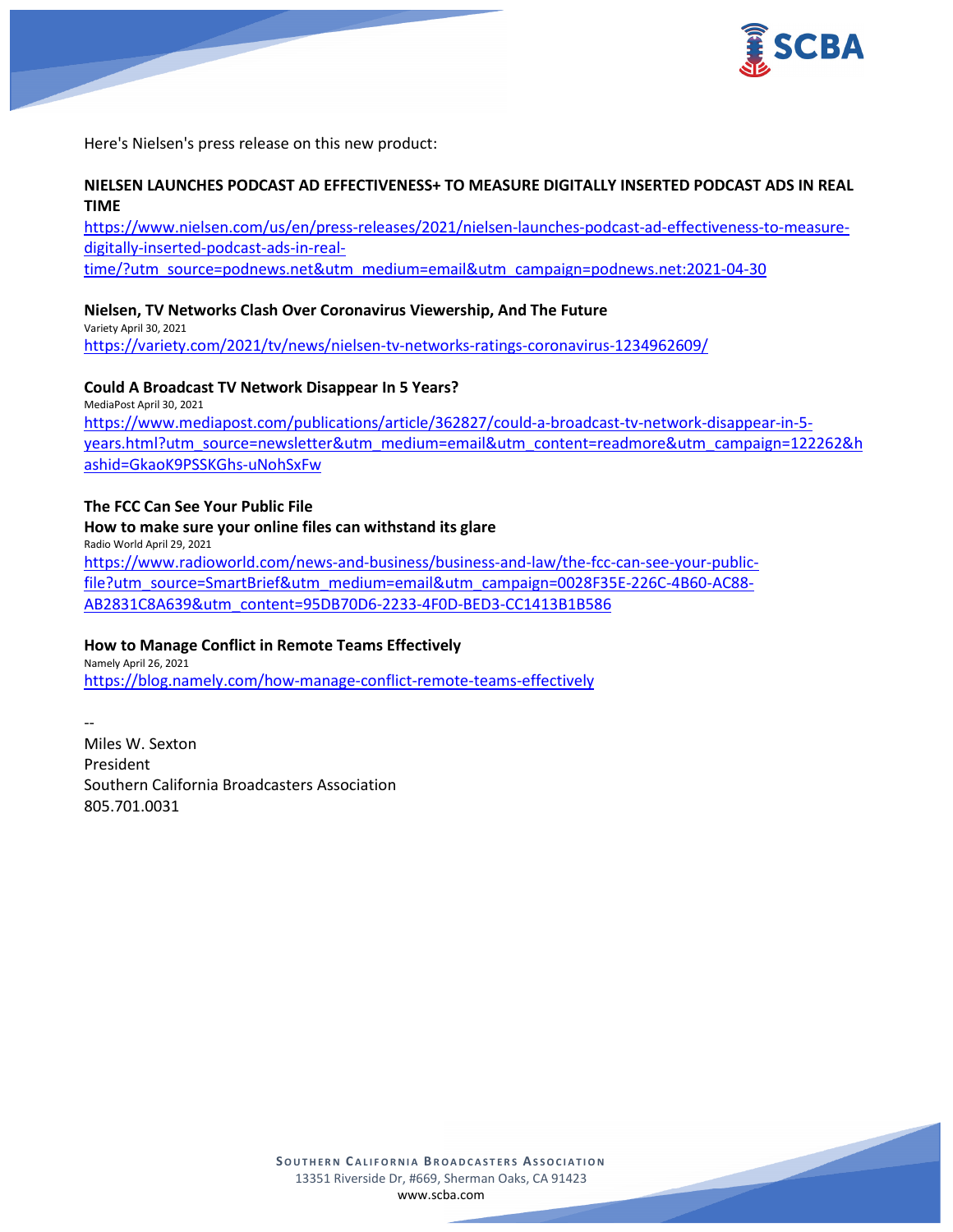Here's Nielsen's press release on this new product:

**NIELSEN LAUNCHES PODCAST AD EFFECTIVENESS+ TO MEASURE DIGITALLY INSERTED PODCAST ADS IN REAL TIME**
https://www.nielsen.com/us/en/press-releases/2021/nielsen-launches-podcast-ad-effectiveness-to-measure-digitally-inserted-podcast-ads-in-real-time/?utm_source=podnews.net&utm_medium=email&utm_campaign=podnews.net:2021-04-30

**Nielsen, TV Networks Clash Over Coronavirus Viewership, And The Future**
Variety April 30, 2021
https://variety.com/2021/tv/news/nielsen-tv-networks-ratings-coronavirus-1234962609/

**Could A Broadcast TV Network Disappear In 5 Years?**
MediaPost April 30, 2021
https://www.mediapost.com/publications/article/362827/could-a-broadcast-tv-network-disappear-in-5-years.html?utm_source=newsletter&utm_medium=email&utm_content=readmore&utm_campaign=122262&hashid=GkaoK9PSSKGhs-uNohSxFw

**The FCC Can See Your Public File**
**How to make sure your online files can withstand its glare**
Radio World April 29, 2021
https://www.radioworld.com/news-and-business/business-and-law/the-fcc-can-see-your-public-file?utm_source=SmartBrief&utm_medium=email&utm_campaign=0028F35E-226C-4B60-AC88-AB2831C8A639&utm_content=95DB70D6-2233-4F0D-BED3-CC1413B1B586

**How to Manage Conflict in Remote Teams Effectively**
Namely April 26, 2021
https://blog.namely.com/how-manage-conflict-remote-teams-effectively

--
Miles W. Sexton
President
Southern California Broadcasters Association
805.701.0031